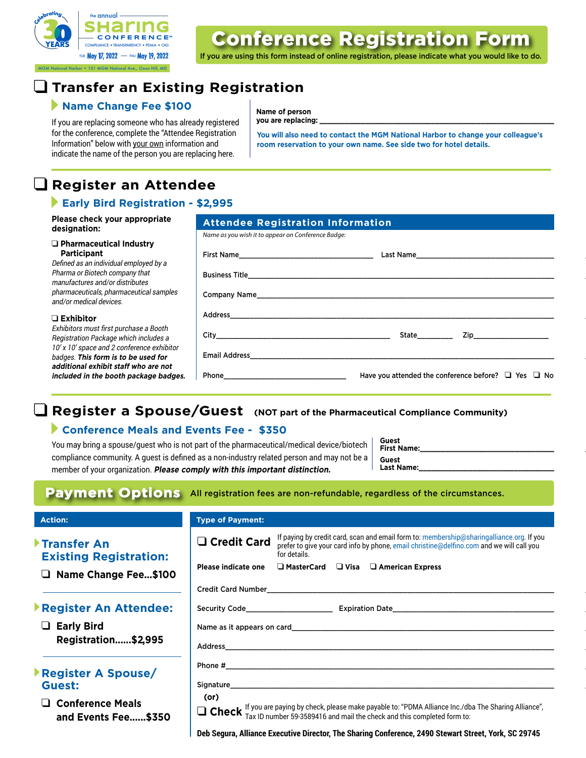Celebrating 30 YEARS

the annual **SHARING CONFERENCE™**
COMPLIANCE • TRANSPARENCY • PDMA • OIG

TUE May 17, 2022 — THU May 19, 2022

MGM National Harbor • 101 MGM National Ave., Oxon Hill, MD

# Conference Registration Form

If you are using this form instead of online registration, please indicate what you would like to do.

## ❑ Transfer an Existing Registration

### Name Change Fee $100

If you are replacing someone who has already registered for the conference, complete the "Attendee Registration Information" below with your own information and indicate the name of the person you are replacing here.

**Name of person you are replacing:** ______________________________

**You will also need to contact the MGM National Harbor to change your colleague's room reservation to your own name. See side two for hotel details.**

## ❑ Register an Attendee

### Early Bird Registration - $2,995

**Please check your appropriate designation:**

❑ **Pharmaceutical Industry Participant**
*Defined as an individual employed by a Pharma or Biotech company that manufactures and/or distributes pharmaceuticals, pharmaceutical samples and/or medical devices.*

❑ **Exhibitor**
*Exhibitors must first purchase a Booth Registration Package which includes a 10' x 10' space and 2 conference exhibitor badges.* ***This form is to be used for additional exhibit staff who are not included in the booth package badges.***

**Attendee Registration Information**

*Name as you wish it to appear on Conference Badge:*

First Name______________________ Last Name______________________

Business Title______________________

Company Name______________________

Address______________________

City______________________ State________ Zip____________

Email Address______________________

Phone______________________ Have you attended the conference before? ❑ Yes ❑ No

## ❑ Register a Spouse/Guest (NOT part of the Pharmaceutical Compliance Community)

### Conference Meals and Events Fee - $350

You may bring a spouse/guest who is not part of the pharmaceutical/medical device/biotech compliance community. A guest is defined as a non-industry related person and may not be a member of your organization. ***Please comply with this important distinction.***

**Guest First Name:**______________________

**Guest Last Name:**______________________

## Payment Options

All registration fees are non-refundable, regardless of the circumstances.

**Action:**

**Transfer An Existing Registration:**
❑ **Name Change Fee...$100**

**Register An Attendee:**
❑ **Early Bird Registration......$2,995**

**Register A Spouse/Guest:**
❑ **Conference Meals and Events Fee......$350**

**Type of Payment:**

❑ **Credit Card** If paying by credit card, scan and email form to: membership@sharingalliance.org. If you prefer to give your card info by phone, email christine@delfino.com and we will call you for details.

**Please indicate one** ❑ MasterCard ❑ Visa ❑ American Express

Credit Card Number______________________

Security Code____________ Expiration Date______________________

Name as it appears on card______________________

Address______________________

Phone #______________________

Signature______________________

**(or)**

❑ **Check** If you are paying by check, please make payable to: "PDMA Alliance Inc./dba The Sharing Alliance", Tax ID number 59-3589416 and mail the check and this completed form to:

**Deb Segura, Alliance Executive Director, The Sharing Conference, 2490 Stewart Street, York, SC 29745**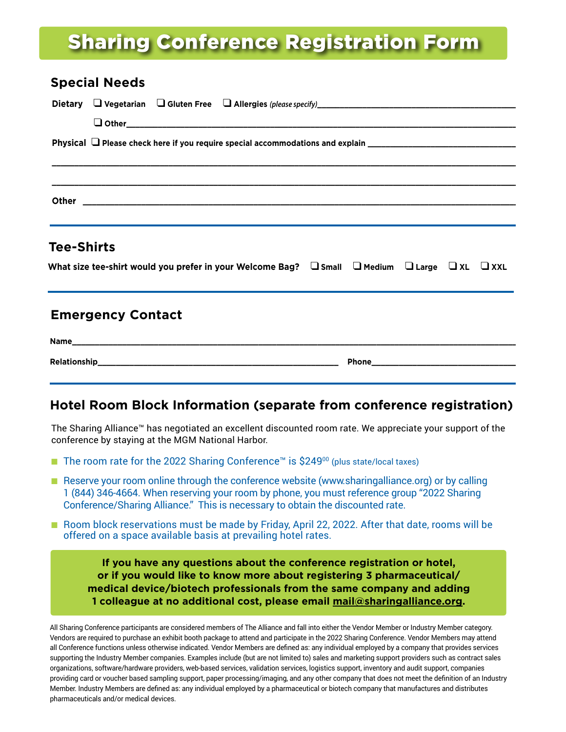# Sharing Conference Registration Form

## Special Needs

**Dietary** ❑ **Vegetarian** ❑ **Gluten Free** ❑ **Allergies** *(please specify)*\_\_\_\_\_\_\_\_\_\_\_\_\_\_\_\_\_\_\_\_\_\_\_\_\_\_\_\_\_\_

❑ **Other**\_\_\_\_\_\_\_\_\_\_\_\_\_\_\_\_\_\_\_\_\_\_\_\_\_\_\_\_\_\_\_\_\_\_\_\_\_\_\_\_

**Physical** ❑ **Please check here if you require special accommodations and explain** \_\_\_\_\_\_\_\_\_\_\_\_\_\_\_\_\_\_\_\_

\_\_\_\_\_\_\_\_\_\_\_\_\_\_\_\_\_\_\_\_\_\_\_\_\_\_\_\_\_\_\_\_\_\_\_\_\_\_\_\_\_\_\_\_\_\_\_\_\_\_\_\_\_\_\_\_

\_\_\_\_\_\_\_\_\_\_\_\_\_\_\_\_\_\_\_\_\_\_\_\_\_\_\_\_\_\_\_\_\_\_\_\_\_\_\_\_\_\_\_\_\_\_\_\_\_\_\_\_\_\_\_\_

**Other** \_\_\_\_\_\_\_\_\_\_\_\_\_\_\_\_\_\_\_\_\_\_\_\_\_\_\_\_\_\_\_\_\_\_\_\_\_\_\_\_\_\_\_\_\_\_\_\_\_\_\_\_

## Tee-Shirts

**What size tee-shirt would you prefer in your Welcome Bag?** ❑ **Small** ❑ **Medium** ❑ **Large** ❑ **XL** ❑ **XXL**

## Emergency Contact

**Name**\_\_\_\_\_\_\_\_\_\_\_\_\_\_\_\_\_\_\_\_\_\_\_\_\_\_\_\_\_\_\_\_\_\_\_\_\_\_\_\_\_\_\_\_\_\_\_\_\_\_\_\_

**Relationship**\_\_\_\_\_\_\_\_\_\_\_\_\_\_\_\_\_\_\_\_\_\_\_\_\_\_\_\_\_\_\_ **Phone**\_\_\_\_\_\_\_\_\_\_\_\_\_\_\_\_\_\_\_\_

## Hotel Room Block Information (separate from conference registration)

The Sharing Alliance™ has negotiated an excellent discounted room rate. We appreciate your support of the conference by staying at the MGM National Harbor.

- The room rate for the 2022 Sharing Conference™ is $249.00 (plus state/local taxes)
- Reserve your room online through the conference website (www.sharingalliance.org) or by calling 1 (844) 346-4664. When reserving your room by phone, you must reference group "2022 Sharing Conference/Sharing Alliance." This is necessary to obtain the discounted rate.
- Room block reservations must be made by Friday, April 22, 2022. After that date, rooms will be offered on a space available basis at prevailing hotel rates.

**If you have any questions about the conference registration or hotel, or if you would like to know more about registering 3 pharmaceutical/medical device/biotech professionals from the same company and adding 1 colleague at no additional cost, please email mail@sharingalliance.org.**

All Sharing Conference participants are considered members of The Alliance and fall into either the Vendor Member or Industry Member category. Vendors are required to purchase an exhibit booth package to attend and participate in the 2022 Sharing Conference. Vendor Members may attend all Conference functions unless otherwise indicated. Vendor Members are defined as: any individual employed by a company that provides services supporting the Industry Member companies. Examples include (but are not limited to) sales and marketing support providers such as contract sales organizations, software/hardware providers, web-based services, validation services, logistics support, inventory and audit support, companies providing card or voucher based sampling support, paper processing/imaging, and any other company that does not meet the definition of an Industry Member. Industry Members are defined as: any individual employed by a pharmaceutical or biotech company that manufactures and distributes pharmaceuticals and/or medical devices.